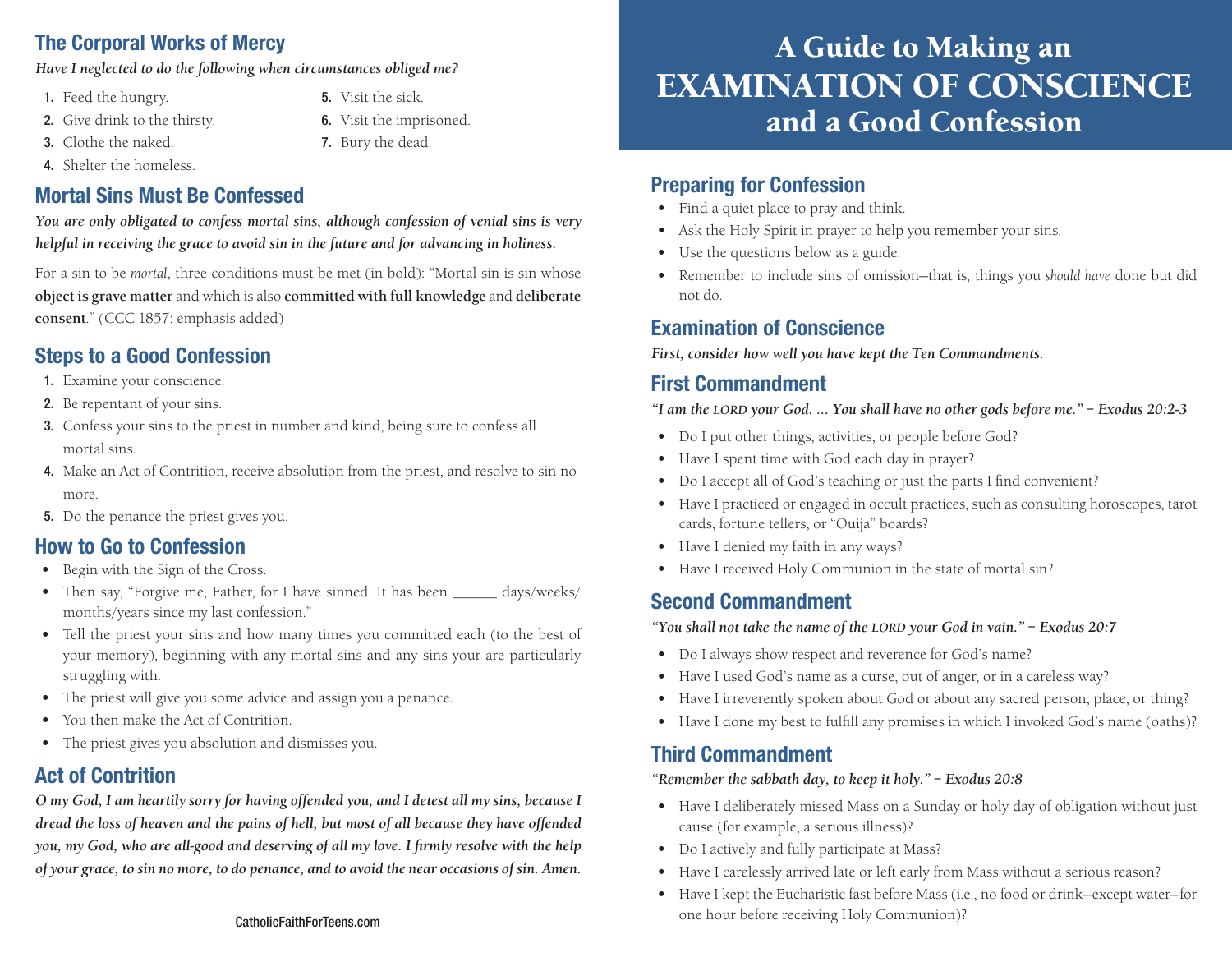## The Corporal Works of Mercy

***Have I neglected to do the following when circumstances obliged me?***

1. Feed the hungry.
2. Give drink to the thirsty.
3. Clothe the naked.
4. Shelter the homeless.
5. Visit the sick.
6. Visit the imprisoned.
7. Bury the dead.

## Mortal Sins Must Be Confessed

***You are only obligated to confess mortal sins, although confession of venial sins is very helpful in receiving the grace to avoid sin in the future and for advancing in holiness.***

For a sin to be *mortal*, three conditions must be met (in bold): "Mortal sin is sin whose **object is grave matter** and which is also **committed with full knowledge** and **deliberate consent**." (CCC 1857; emphasis added)

## Steps to a Good Confession

1. Examine your conscience.
2. Be repentant of your sins.
3. Confess your sins to the priest in number and kind, being sure to confess all mortal sins.
4. Make an Act of Contrition, receive absolution from the priest, and resolve to sin no more.
5. Do the penance the priest gives you.

## How to Go to Confession

- Begin with the Sign of the Cross.
- Then say, "Forgive me, Father, for I have sinned. It has been ______ days/weeks/months/years since my last confession."
- Tell the priest your sins and how many times you committed each (to the best of your memory), beginning with any mortal sins and any sins your are particularly struggling with.
- The priest will give you some advice and assign you a penance.
- You then make the Act of Contrition.
- The priest gives you absolution and dismisses you.

## Act of Contrition

***O my God, I am heartily sorry for having offended you, and I detest all my sins, because I dread the loss of heaven and the pains of hell, but most of all because they have offended you, my God, who are all-good and deserving of all my love. I firmly resolve with the help of your grace, to sin no more, to do penance, and to avoid the near occasions of sin. Amen.***

# A Guide to Making an EXAMINATION OF CONSCIENCE and a Good Confession

## Preparing for Confession

- Find a quiet place to pray and think.
- Ask the Holy Spirit in prayer to help you remember your sins.
- Use the questions below as a guide.
- Remember to include sins of omission—that is, things you *should have* done but did not do.

## Examination of Conscience

***First, consider how well you have kept the Ten Commandments.***

## First Commandment

***"I am the LORD your God. ... You shall have no other gods before me." – Exodus 20:2-3***

- Do I put other things, activities, or people before God?
- Have I spent time with God each day in prayer?
- Do I accept all of God's teaching or just the parts I find convenient?
- Have I practiced or engaged in occult practices, such as consulting horoscopes, tarot cards, fortune tellers, or "Ouija" boards?
- Have I denied my faith in any ways?
- Have I received Holy Communion in the state of mortal sin?

## Second Commandment

***"You shall not take the name of the LORD your God in vain." – Exodus 20:7***

- Do I always show respect and reverence for God's name?
- Have I used God's name as a curse, out of anger, or in a careless way?
- Have I irreverently spoken about God or about any sacred person, place, or thing?
- Have I done my best to fulfill any promises in which I invoked God's name (oaths)?

## Third Commandment

***"Remember the sabbath day, to keep it holy." – Exodus 20:8***

- Have I deliberately missed Mass on a Sunday or holy day of obligation without just cause (for example, a serious illness)?
- Do I actively and fully participate at Mass?
- Have I carelessly arrived late or left early from Mass without a serious reason?
- Have I kept the Eucharistic fast before Mass (i.e., no food or drink—except water—for one hour before receiving Holy Communion)?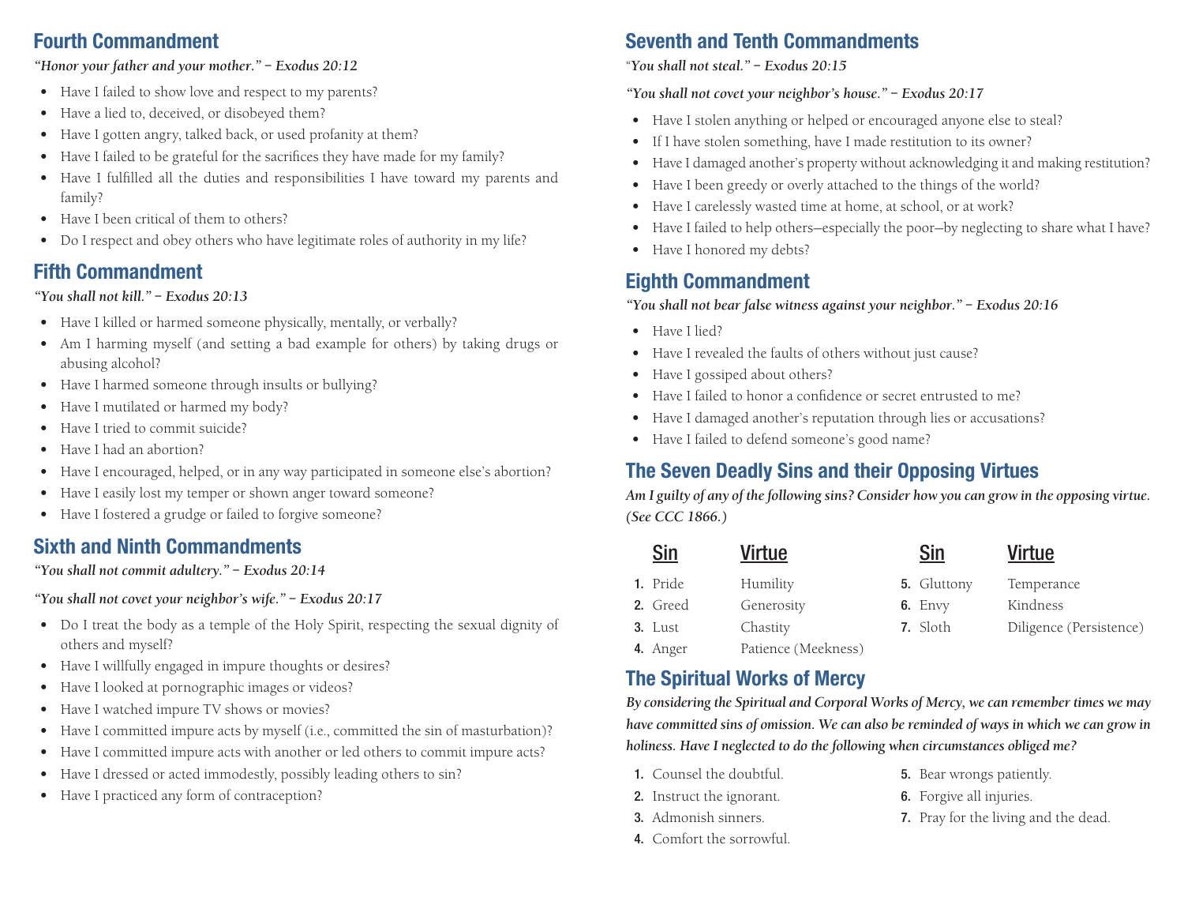## Fourth Commandment

*"Honor your father and your mother." – Exodus 20:12*

- Have I failed to show love and respect to my parents?
- Have a lied to, deceived, or disobeyed them?
- Have I gotten angry, talked back, or used profanity at them?
- Have I failed to be grateful for the sacrifices they have made for my family?
- Have I fulfilled all the duties and responsibilities I have toward my parents and family?
- Have I been critical of them to others?
- Do I respect and obey others who have legitimate roles of authority in my life?

## Fifth Commandment

*"You shall not kill." – Exodus 20:13*

- Have I killed or harmed someone physically, mentally, or verbally?
- Am I harming myself (and setting a bad example for others) by taking drugs or abusing alcohol?
- Have I harmed someone through insults or bullying?
- Have I mutilated or harmed my body?
- Have I tried to commit suicide?
- Have I had an abortion?
- Have I encouraged, helped, or in any way participated in someone else's abortion?
- Have I easily lost my temper or shown anger toward someone?
- Have I fostered a grudge or failed to forgive someone?

## Sixth and Ninth Commandments

*"You shall not commit adultery." – Exodus 20:14*

*"You shall not covet your neighbor's wife." – Exodus 20:17*

- Do I treat the body as a temple of the Holy Spirit, respecting the sexual dignity of others and myself?
- Have I willfully engaged in impure thoughts or desires?
- Have I looked at pornographic images or videos?
- Have I watched impure TV shows or movies?
- Have I committed impure acts by myself (i.e., committed the sin of masturbation)?
- Have I committed impure acts with another or led others to commit impure acts?
- Have I dressed or acted immodestly, possibly leading others to sin?
- Have I practiced any form of contraception?

## Seventh and Tenth Commandments

*"You shall not steal." – Exodus 20:15*

*"You shall not covet your neighbor's house." – Exodus 20:17*

- Have I stolen anything or helped or encouraged anyone else to steal?
- If I have stolen something, have I made restitution to its owner?
- Have I damaged another's property without acknowledging it and making restitution?
- Have I been greedy or overly attached to the things of the world?
- Have I carelessly wasted time at home, at school, or at work?
- Have I failed to help others—especially the poor—by neglecting to share what I have?
- Have I honored my debts?

## Eighth Commandment

*"You shall not bear false witness against your neighbor." – Exodus 20:16*

- Have I lied?
- Have I revealed the faults of others without just cause?
- Have I gossiped about others?
- Have I failed to honor a confidence or secret entrusted to me?
- Have I damaged another's reputation through lies or accusations?
- Have I failed to defend someone's good name?

## The Seven Deadly Sins and their Opposing Virtues

***Am I guilty of any of the following sins? Consider how you can grow in the opposing virtue. (See CCC 1866.)***

| | Sin | Virtue |
|---|---|---|
| 1. | Pride | Humility |
| 2. | Greed | Generosity |
| 3. | Lust | Chastity |
| 4. | Anger | Patience (Meekness) |
| 5. | Gluttony | Temperance |
| 6. | Envy | Kindness |
| 7. | Sloth | Diligence (Persistence) |

## The Spiritual Works of Mercy

***By considering the Spiritual and Corporal Works of Mercy, we can remember times we may have committed sins of omission. We can also be reminded of ways in which we can grow in holiness. Have I neglected to do the following when circumstances obliged me?***

1. Counsel the doubtful.
2. Instruct the ignorant.
3. Admonish sinners.
4. Comfort the sorrowful.
5. Bear wrongs patiently.
6. Forgive all injuries.
7. Pray for the living and the dead.